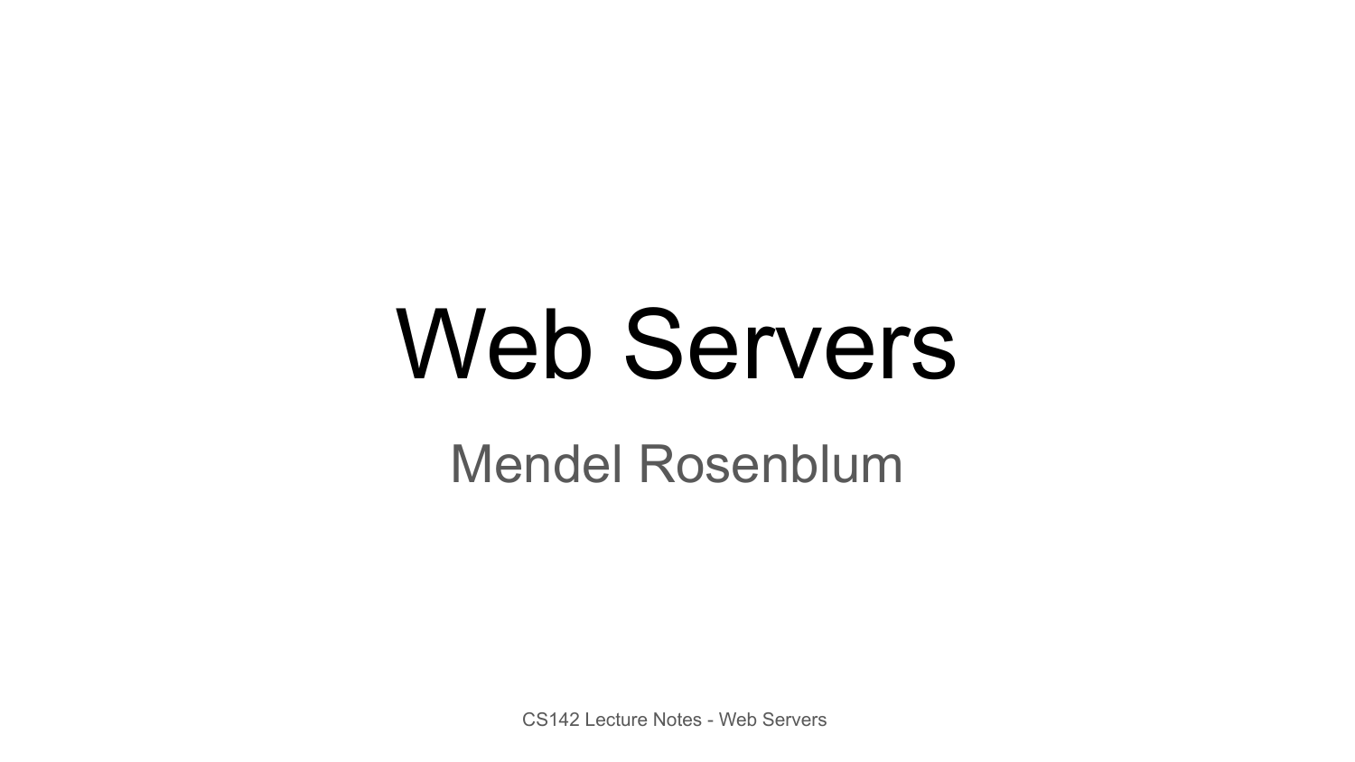# Web Servers

Mendel Rosenblum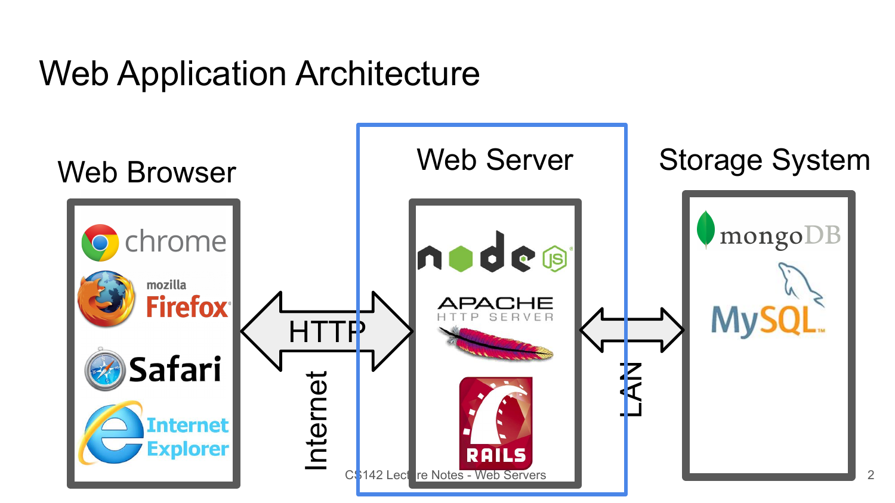# Web Application Architecture

Web Browser

Web Server

Storage System

HTTP

Internet

LAN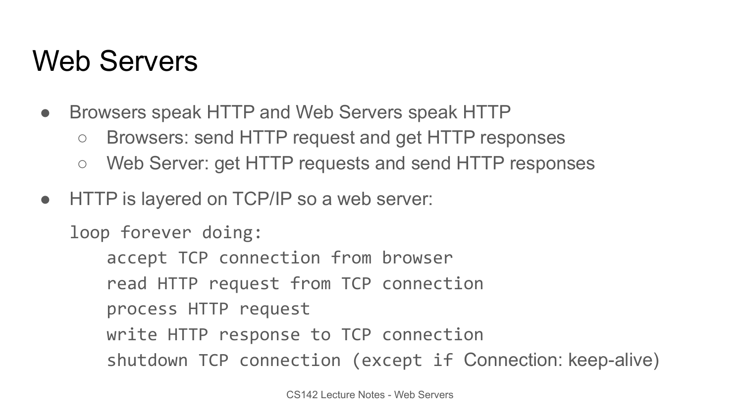# Web Servers

- Browsers speak HTTP and Web Servers speak HTTP
  - Browsers: send HTTP request and get HTTP responses
  - Web Server: get HTTP requests and send HTTP responses
- HTTP is layered on TCP/IP so a web server:

```
loop forever doing:
    accept TCP connection from browser
    read HTTP request from TCP connection
    process HTTP request
    write HTTP response to TCP connection
    shutdown TCP connection (except if Connection: keep-alive)
```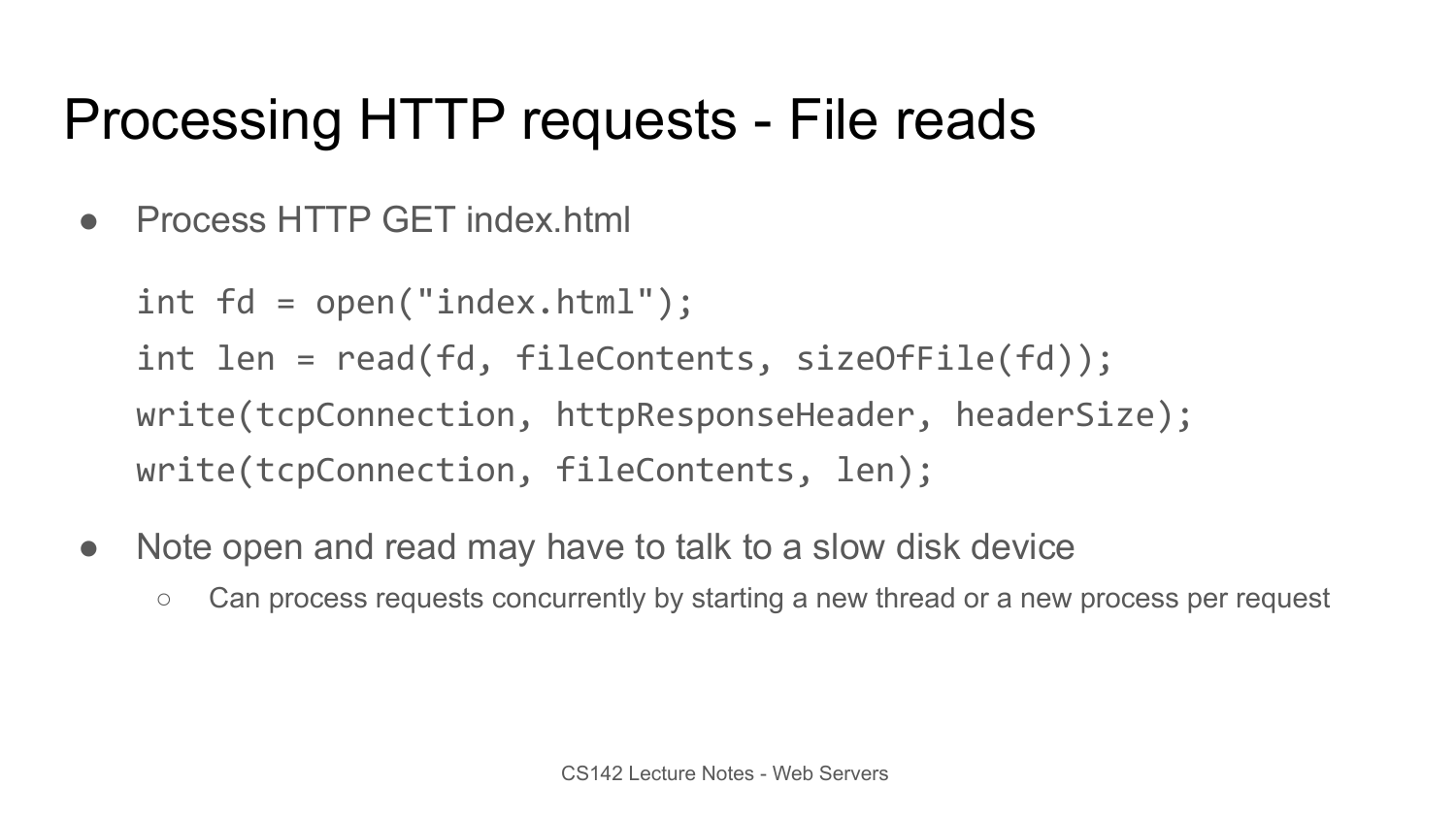# Processing HTTP requests - File reads

- Process HTTP GET index.html

```
int fd = open("index.html");
int len = read(fd, fileContents, sizeOfFile(fd));
write(tcpConnection, httpResponseHeader, headerSize);
write(tcpConnection, fileContents, len);
```

- Note open and read may have to talk to a slow disk device
    - Can process requests concurrently by starting a new thread or a new process per request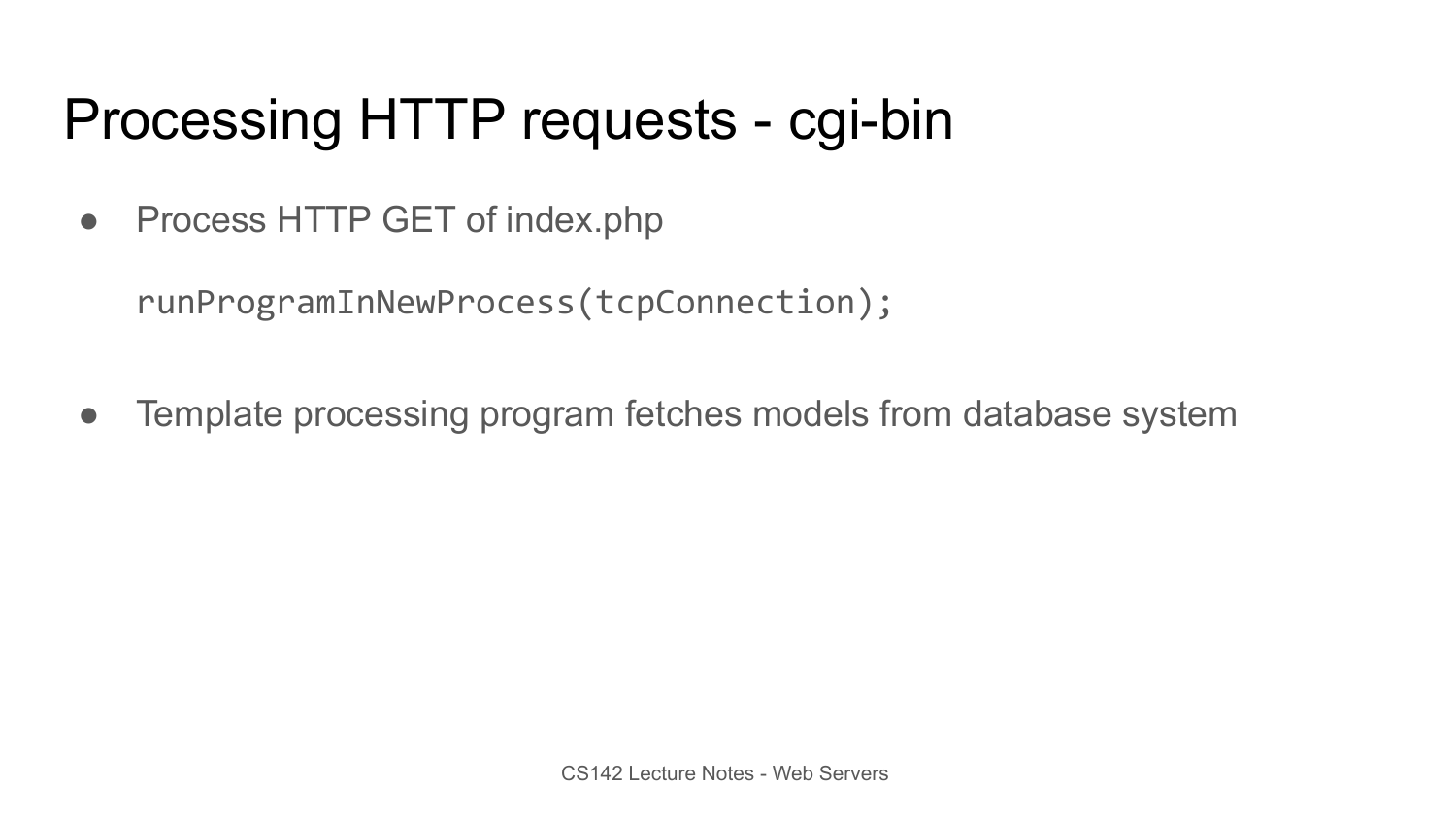# Processing HTTP requests - cgi-bin

- Process HTTP GET of index.php

```
runProgramInNewProcess(tcpConnection);
```

- Template processing program fetches models from database system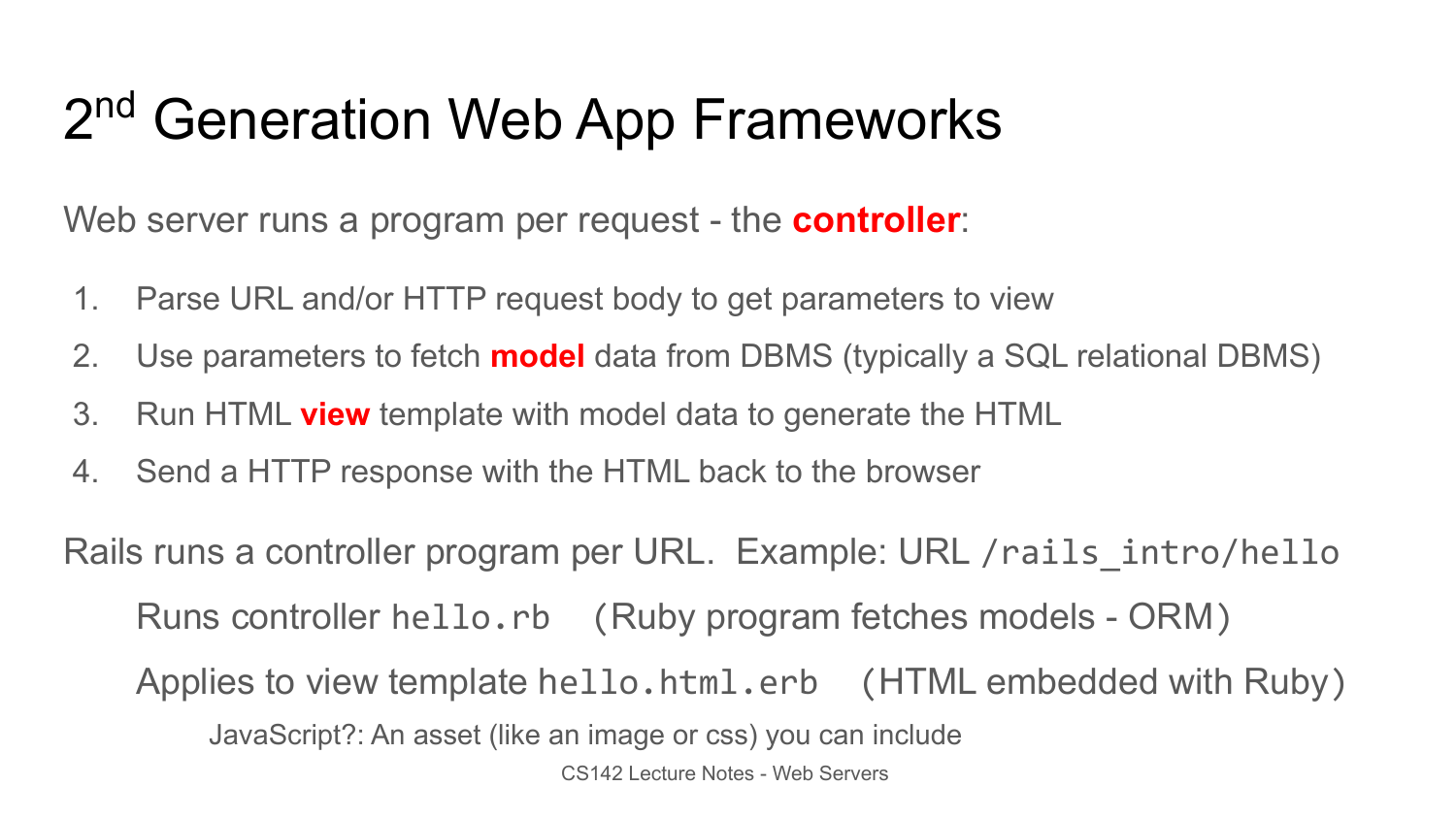# 2nd Generation Web App Frameworks

Web server runs a program per request - the **controller**:

1. Parse URL and/or HTTP request body to get parameters to view
2. Use parameters to fetch **model** data from DBMS (typically a SQL relational DBMS)
3. Run HTML **view** template with model data to generate the HTML
4. Send a HTTP response with the HTML back to the browser

Rails runs a controller program per URL. Example: URL `/rails_intro/hello`

- Runs controller `hello.rb` (Ruby program fetches models - ORM)
- Applies to view template `hello.html.erb` (HTML embedded with Ruby)
  - JavaScript?: An asset (like an image or css) you can include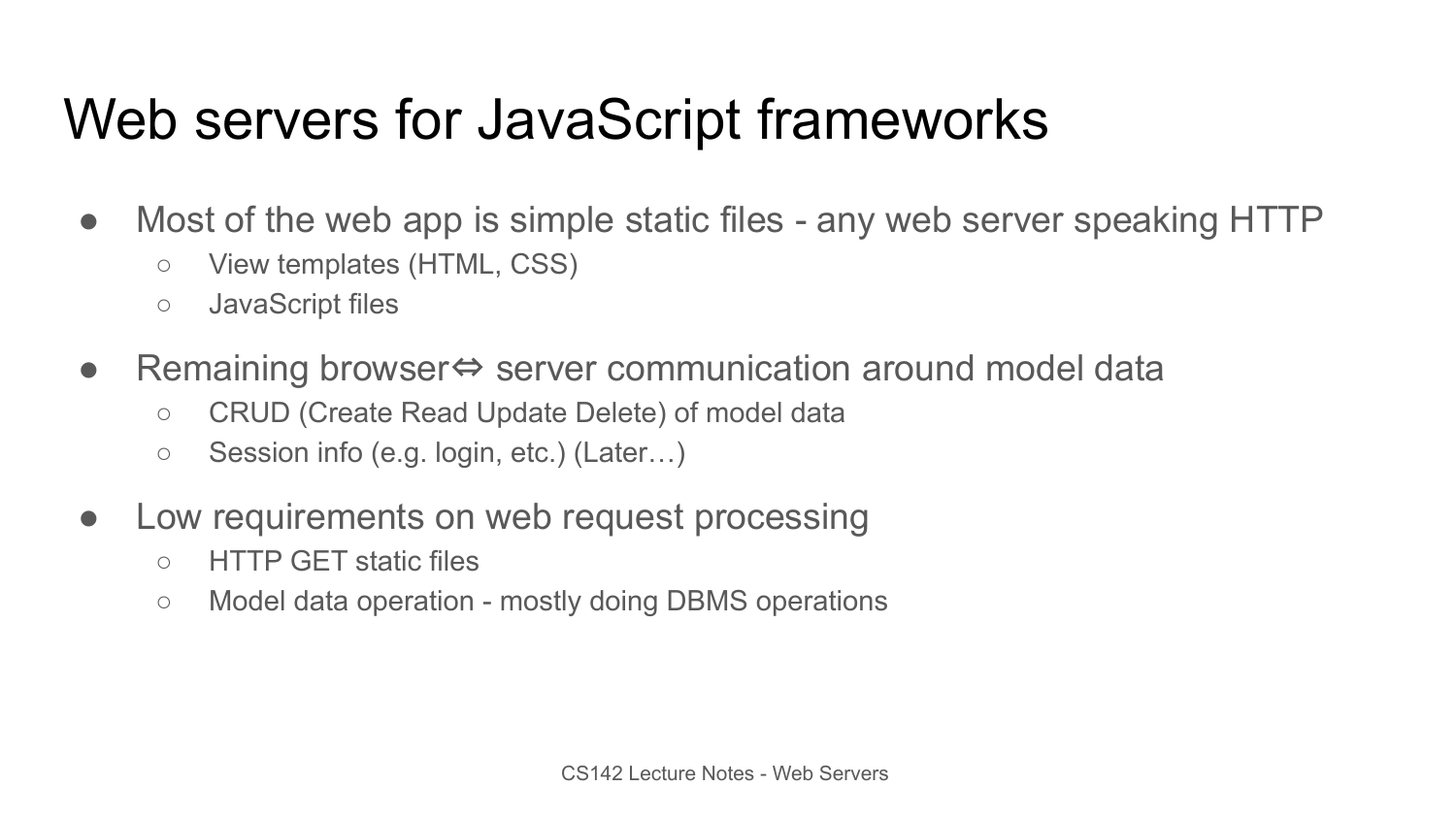# Web servers for JavaScript frameworks

- Most of the web app is simple static files - any web server speaking HTTP
  - View templates (HTML, CSS)
  - JavaScript files
- Remaining browser⇔ server communication around model data
  - CRUD (Create Read Update Delete) of model data
  - Session info (e.g. login, etc.) (Later…)
- Low requirements on web request processing
  - HTTP GET static files
  - Model data operation - mostly doing DBMS operations